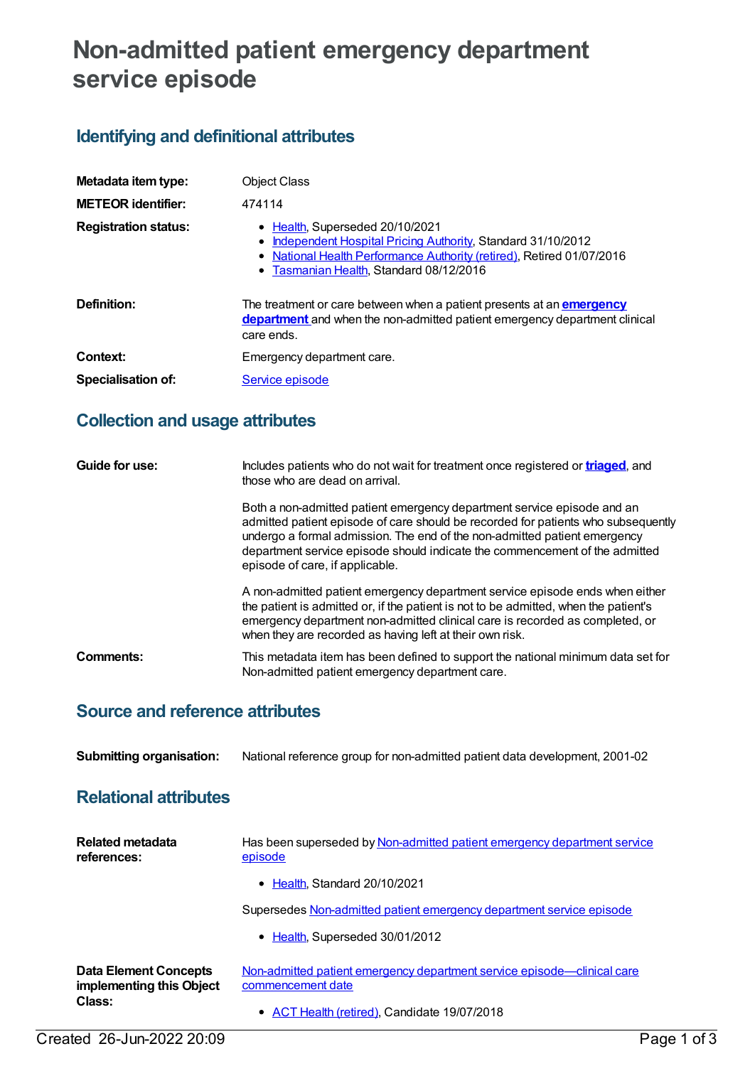# Non-admitted patient emergency department service episode

## Identifying and definitional attributes

| | |
|---|---|
| **Metadata item type:** | Object Class |
| **METEOR identifier:** | 474114 |
| **Registration status:** | • Health, Superseded 20/10/2021<br>• Independent Hospital Pricing Authority, Standard 31/10/2012<br>• National Health Performance Authority (retired), Retired 01/07/2016<br>• Tasmanian Health, Standard 08/12/2016 |
| **Definition:** | The treatment or care between when a patient presents at an **emergency department** and when the non-admitted patient emergency department clinical care ends. |
| **Context:** | Emergency department care. |
| **Specialisation of:** | Service episode |

## Collection and usage attributes

**Guide for use:**

Includes patients who do not wait for treatment once registered or **triaged**, and those who are dead on arrival.

Both a non-admitted patient emergency department service episode and an admitted patient episode of care should be recorded for patients who subsequently undergo a formal admission. The end of the non-admitted patient emergency department service episode should indicate the commencement of the admitted episode of care, if applicable.

A non-admitted patient emergency department service episode ends when either the patient is admitted or, if the patient is not to be admitted, when the patient's emergency department non-admitted clinical care is recorded as completed, or when they are recorded as having left at their own risk.

**Comments:**

This metadata item has been defined to support the national minimum data set for Non-admitted patient emergency department care.

## Source and reference attributes

| | |
|---|---|
| **Submitting organisation:** | National reference group for non-admitted patient data development, 2001-02 |

## Relational attributes

**Related metadata references:**

Has been superseded by Non-admitted patient emergency department service episode

- Health, Standard 20/10/2021

Supersedes Non-admitted patient emergency department service episode

- Health, Superseded 30/01/2012

**Data Element Concepts implementing this Object Class:**

Non-admitted patient emergency department service episode—clinical care commencement date

- ACT Health (retired), Candidate 19/07/2018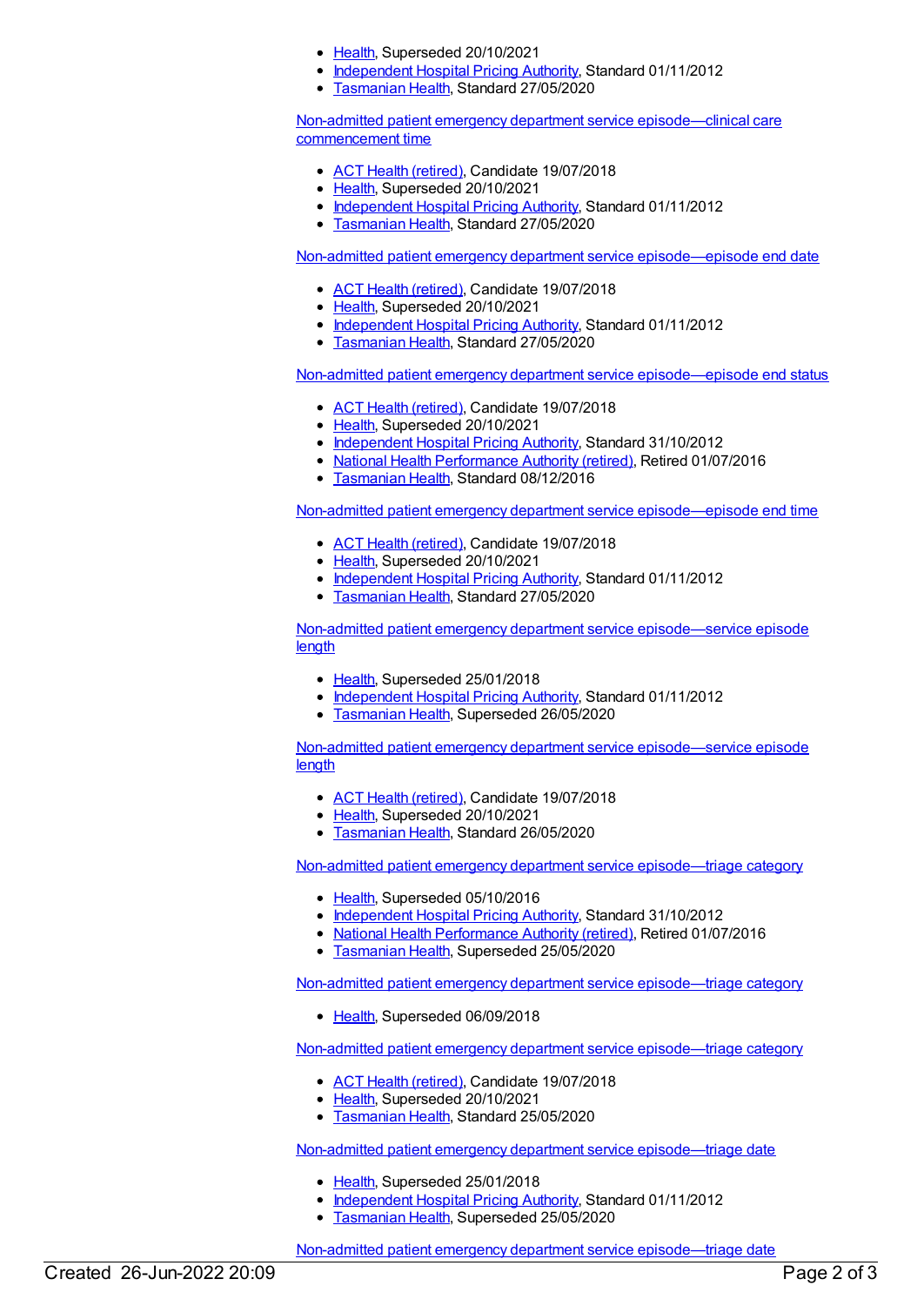- Health, Superseded 20/10/2021
- Independent Hospital Pricing Authority, Standard 01/11/2012
- Tasmanian Health, Standard 27/05/2020

Non-admitted patient emergency department service episode—clinical care commencement time

- ACT Health (retired), Candidate 19/07/2018
- Health, Superseded 20/10/2021
- Independent Hospital Pricing Authority, Standard 01/11/2012
- Tasmanian Health, Standard 27/05/2020

Non-admitted patient emergency department service episode—episode end date

- ACT Health (retired), Candidate 19/07/2018
- Health, Superseded 20/10/2021
- Independent Hospital Pricing Authority, Standard 01/11/2012
- Tasmanian Health, Standard 27/05/2020

Non-admitted patient emergency department service episode—episode end status

- ACT Health (retired), Candidate 19/07/2018
- Health, Superseded 20/10/2021
- Independent Hospital Pricing Authority, Standard 31/10/2012
- National Health Performance Authority (retired), Retired 01/07/2016
- Tasmanian Health, Standard 08/12/2016

Non-admitted patient emergency department service episode—episode end time

- ACT Health (retired), Candidate 19/07/2018
- Health, Superseded 20/10/2021
- Independent Hospital Pricing Authority, Standard 01/11/2012
- Tasmanian Health, Standard 27/05/2020

Non-admitted patient emergency department service episode—service episode length

- Health, Superseded 25/01/2018
- Independent Hospital Pricing Authority, Standard 01/11/2012
- Tasmanian Health, Superseded 26/05/2020

Non-admitted patient emergency department service episode—service episode length

- ACT Health (retired), Candidate 19/07/2018
- Health, Superseded 20/10/2021
- Tasmanian Health, Standard 26/05/2020

Non-admitted patient emergency department service episode—triage category

- Health, Superseded 05/10/2016
- Independent Hospital Pricing Authority, Standard 31/10/2012
- National Health Performance Authority (retired), Retired 01/07/2016
- Tasmanian Health, Superseded 25/05/2020

Non-admitted patient emergency department service episode—triage category

- Health, Superseded 06/09/2018

Non-admitted patient emergency department service episode—triage category

- ACT Health (retired), Candidate 19/07/2018
- Health, Superseded 20/10/2021
- Tasmanian Health, Standard 25/05/2020

Non-admitted patient emergency department service episode—triage date

- Health, Superseded 25/01/2018
- Independent Hospital Pricing Authority, Standard 01/11/2012
- Tasmanian Health, Superseded 25/05/2020

Non-admitted patient emergency department service episode—triage date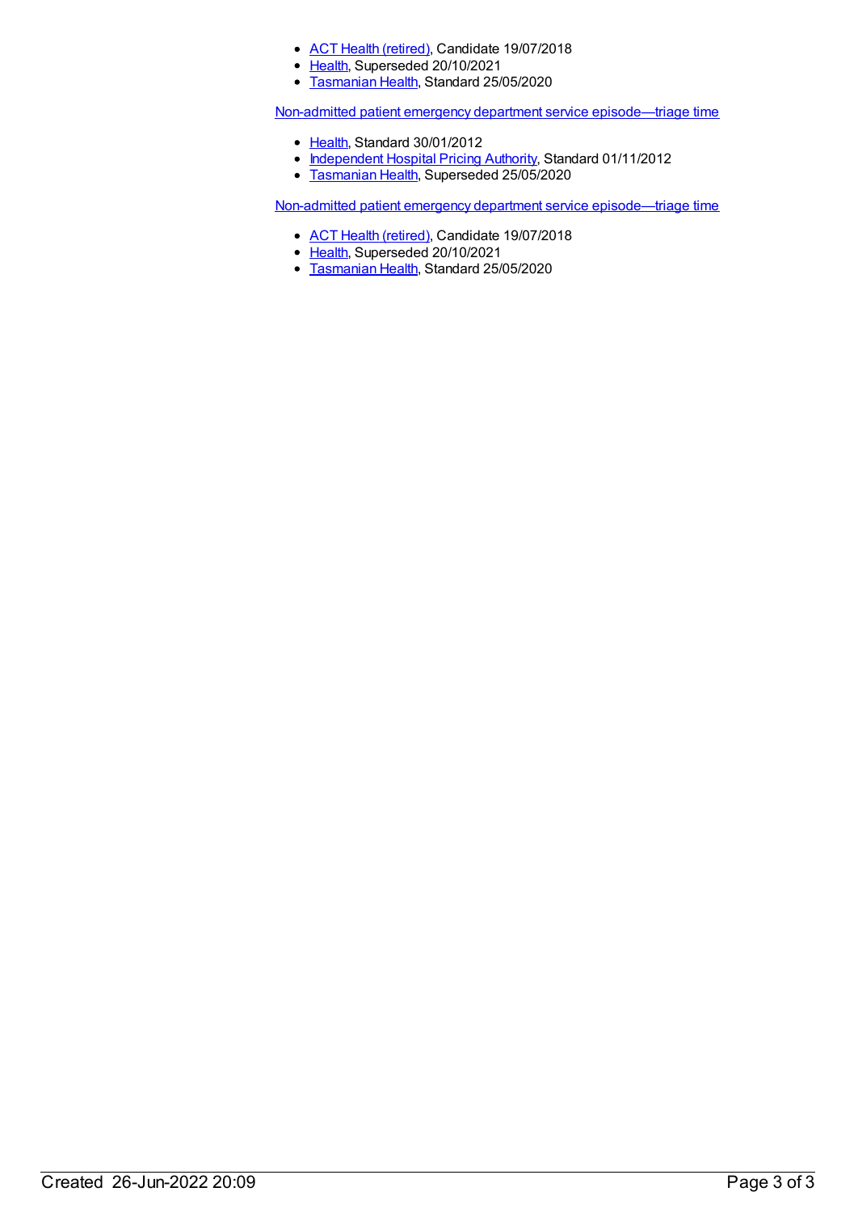- ACT Health (retired), Candidate 19/07/2018
- Health, Superseded 20/10/2021
- Tasmanian Health, Standard 25/05/2020

Non-admitted patient emergency department service episode—triage time

- Health, Standard 30/01/2012
- Independent Hospital Pricing Authority, Standard 01/11/2012
- Tasmanian Health, Superseded 25/05/2020

Non-admitted patient emergency department service episode—triage time

- ACT Health (retired), Candidate 19/07/2018
- Health, Superseded 20/10/2021
- Tasmanian Health, Standard 25/05/2020